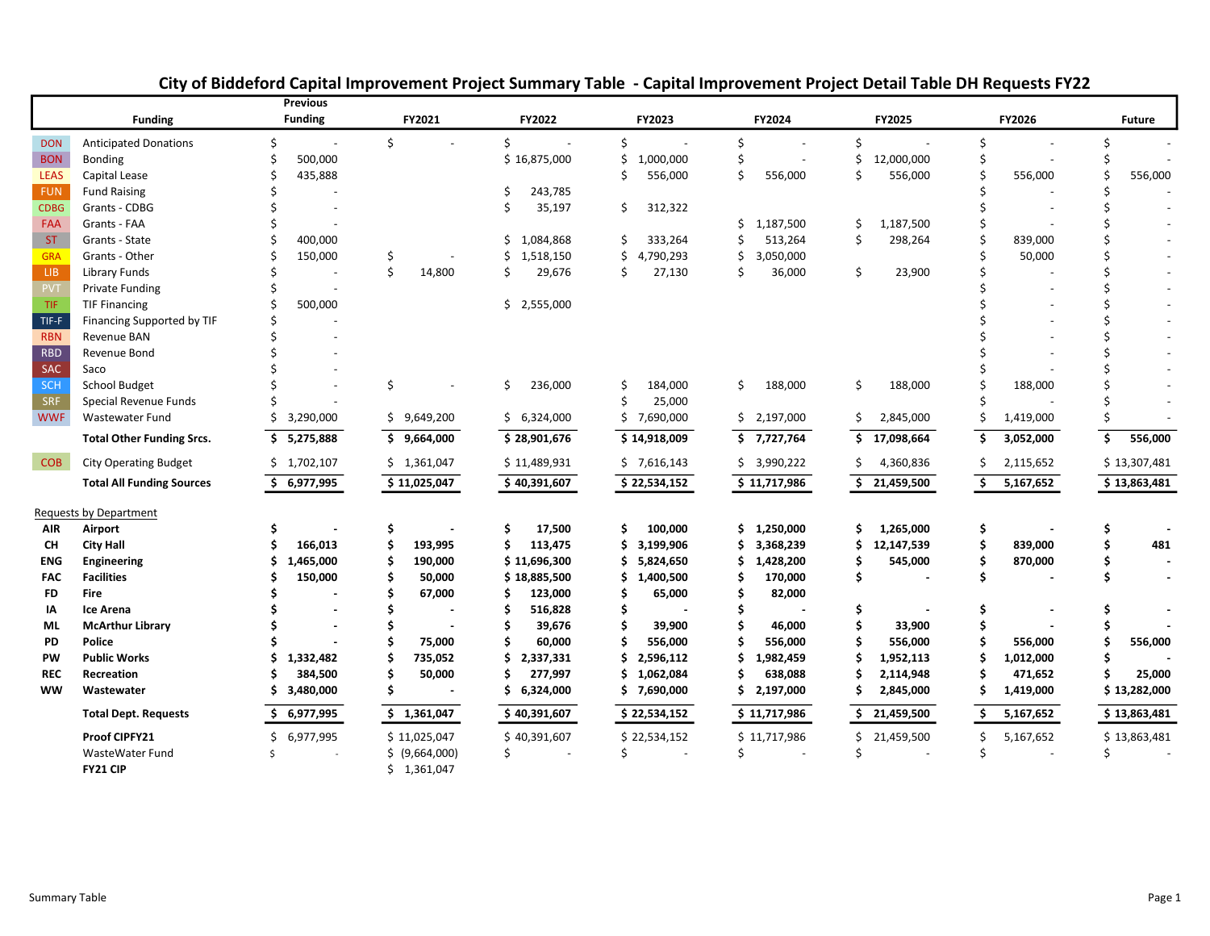# City of Biddeford Capital Improvement Project Summary Table - Capital Improvement Project Detail Table DH Requests FY22

| | Funding | Previous Funding | FY2021 | FY2022 | FY2023 | FY2024 | FY2025 | FY2026 | Future |
|---|---|---|---|---|---|---|---|---|---|
| DON | Anticipated Donations | $ - | $ - | $ - | $ - | $ - | $ - | $ - | $ - |
| BON | Bonding | $ 500,000 | | $ 16,875,000 | $ 1,000,000 | $ - | $ 12,000,000 | $ - | $ - |
| LEAS | Capital Lease | $ 435,888 | | | $ 556,000 | $ 556,000 | $ 556,000 | $ 556,000 | $ 556,000 |
| FUN | Fund Raising | $ - | | $ 243,785 | | | | $ - | $ - |
| CDBG | Grants - CDBG | $ - | | $ 35,197 | $ 312,322 | | | $ - | $ - |
| FAA | Grants - FAA | $ - | | | | $ 1,187,500 | $ 1,187,500 | $ - | $ - |
| ST | Grants - State | $ 400,000 | | $ 1,084,868 | $ 333,264 | $ 513,264 | $ 298,264 | $ 839,000 | $ - |
| GRA | Grants - Other | $ 150,000 | $ - | $ 1,518,150 | $ 4,790,293 | $ 3,050,000 | | $ 50,000 | $ - |
| LIB | Library Funds | $ - | $ 14,800 | $ 29,676 | $ 27,130 | $ 36,000 | $ 23,900 | $ - | $ - |
| PVT | Private Funding | $ - | | | | | | $ - | $ - |
| TIF | TIF Financing | $ 500,000 | | $ 2,555,000 | | | | $ - | $ - |
| TIF-F | Financing Supported by TIF | $ - | | | | | | $ - | $ - |
| RBN | Revenue BAN | $ - | | | | | | $ - | $ - |
| RBD | Revenue Bond | $ - | | | | | | $ - | $ - |
| SAC | Saco | $ - | | | | | | $ - | $ - |
| SCH | School Budget | $ - | $ - | $ 236,000 | $ 184,000 | $ 188,000 | $ 188,000 | $ 188,000 | $ - |
| SRF | Special Revenue Funds | $ - | | | $ 25,000 | | | $ - | $ - |
| WWF | Wastewater Fund | $ 3,290,000 | $ 9,649,200 | $ 6,324,000 | $ 7,690,000 | $ 2,197,000 | $ 2,845,000 | $ 1,419,000 | $ - |
| | **Total Other Funding Srcs.** | **$ 5,275,888** | **$ 9,664,000** | **$ 28,901,676** | **$ 14,918,009** | **$ 7,727,764** | **$ 17,098,664** | **$ 3,052,000** | **$ 556,000** |
| COB | City Operating Budget | $ 1,702,107 | $ 1,361,047 | $ 11,489,931 | $ 7,616,143 | $ 3,990,222 | $ 4,360,836 | $ 2,115,652 | $ 13,307,481 |
| | **Total All Funding Sources** | **$ 6,977,995** | **$ 11,025,047** | **$ 40,391,607** | **$ 22,534,152** | **$ 11,717,986** | **$ 21,459,500** | **$ 5,167,652** | **$ 13,863,481** |
| | Requests by Department | | | | | | | | |
| **AIR** | **Airport** | **$ -** | **$ -** | **$ 17,500** | **$ 100,000** | **$ 1,250,000** | **$ 1,265,000** | **$ -** | **$ -** |
| **CH** | **City Hall** | **$ 166,013** | **$ 193,995** | **$ 113,475** | **$ 3,199,906** | **$ 3,368,239** | **$ 12,147,539** | **$ 839,000** | **$ 481** |
| **ENG** | **Engineering** | **$ 1,465,000** | **$ 190,000** | **$ 11,696,300** | **$ 5,824,650** | **$ 1,428,200** | **$ 545,000** | **$ 870,000** | **$ -** |
| **FAC** | **Facilities** | **$ 150,000** | **$ 50,000** | **$ 18,885,500** | **$ 1,400,500** | **$ 170,000** | **$ -** | **$ -** | **$ -** |
| **FD** | **Fire** | **$ -** | **$ 67,000** | **$ 123,000** | **$ 65,000** | **$ 82,000** | | | |
| **IA** | **Ice Arena** | **$ -** | **$ -** | **$ 516,828** | **$ -** | **$ -** | **$ -** | **$ -** | **$ -** |
| **ML** | **McArthur Library** | **$ -** | **$ -** | **$ 39,676** | **$ 39,900** | **$ 46,000** | **$ 33,900** | **$ -** | **$ -** |
| **PD** | **Police** | **$ -** | **$ 75,000** | **$ 60,000** | **$ 556,000** | **$ 556,000** | **$ 556,000** | **$ 556,000** | **$ 556,000** |
| **PW** | **Public Works** | **$ 1,332,482** | **$ 735,052** | **$ 2,337,331** | **$ 2,596,112** | **$ 1,982,459** | **$ 1,952,113** | **$ 1,012,000** | **$ -** |
| **REC** | **Recreation** | **$ 384,500** | **$ 50,000** | **$ 277,997** | **$ 1,062,084** | **$ 638,088** | **$ 2,114,948** | **$ 471,652** | **$ 25,000** |
| **WW** | **Wastewater** | **$ 3,480,000** | **$ -** | **$ 6,324,000** | **$ 7,690,000** | **$ 2,197,000** | **$ 2,845,000** | **$ 1,419,000** | **$ 13,282,000** |
| | **Total Dept. Requests** | **$ 6,977,995** | **$ 1,361,047** | **$ 40,391,607** | **$ 22,534,152** | **$ 11,717,986** | **$ 21,459,500** | **$ 5,167,652** | **$ 13,863,481** |
| | **Proof CIPFY21** | $ 6,977,995 | $ 11,025,047 | $ 40,391,607 | $ 22,534,152 | $ 11,717,986 | $ 21,459,500 | $ 5,167,652 | $ 13,863,481 |
| | WasteWater Fund | $ - | $ (9,664,000) | $ - | $ - | $ - | $ - | $ - | $ - |
| | **FY21 CIP** | | $ 1,361,047 | | | | | | |

Summary Table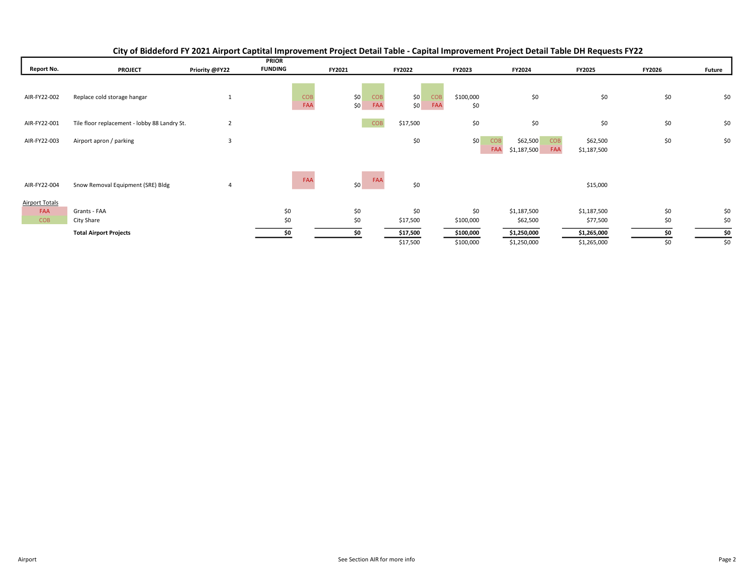## City of Biddeford FY 2021 Airport Captital Improvement Project Detail Table - Capital Improvement Project Detail Table DH Requests FY22

| Report No. | PROJECT | Priority @FY22 | PRIOR FUNDING | | FY2021 | | FY2022 | | FY2023 | | FY2024 | | FY2025 | FY2026 | Future |
|---|---|---|---|---|---|---|---|---|---|---|---|---|---|---|---|
| AIR-FY22-002 | Replace cold storage hangar | 1 | | COB | $0 | COB | $0 | COB | $100,000 | | $0 | | $0 | $0 | $0 |
| | | | | FAA | $0 | FAA | $0 | FAA | $0 | | | | | | |
| AIR-FY22-001 | Tile floor replacement - lobby 88 Landry St. | 2 | | | | COB | $17,500 | | $0 | | $0 | | $0 | $0 | $0 |
| AIR-FY22-003 | Airport apron / parking | 3 | | | | | $0 | | $0 | COB | $62,500 | COB | $62,500 | $0 | $0 |
| | | | | | | | | | | FAA | $1,187,500 | FAA | $1,187,500 | | |
| AIR-FY22-004 | Snow Removal Equipment (SRE) Bldg | 4 | | FAA | $0 | FAA | $0 | | | | | | $15,000 | | |
| Airport Totals | | | | | | | | | | | | | | | |
| FAA | Grants - FAA | | $0 | | $0 | | $0 | | $0 | | $1,187,500 | | $1,187,500 | $0 | $0 |
| COB | City Share | | $0 | | $0 | | $17,500 | | $100,000 | | $62,500 | | $77,500 | $0 | $0 |
| | **Total Airport Projects** | | **$0** | | **$0** | | **$17,500** | | **$100,000** | | **$1,250,000** | | **$1,265,000** | **$0** | **$0** |
| | | | | | | | $17,500 | | $100,000 | | $1,250,000 | | $1,265,000 | $0 | $0 |

Airport — See Section AIR for more info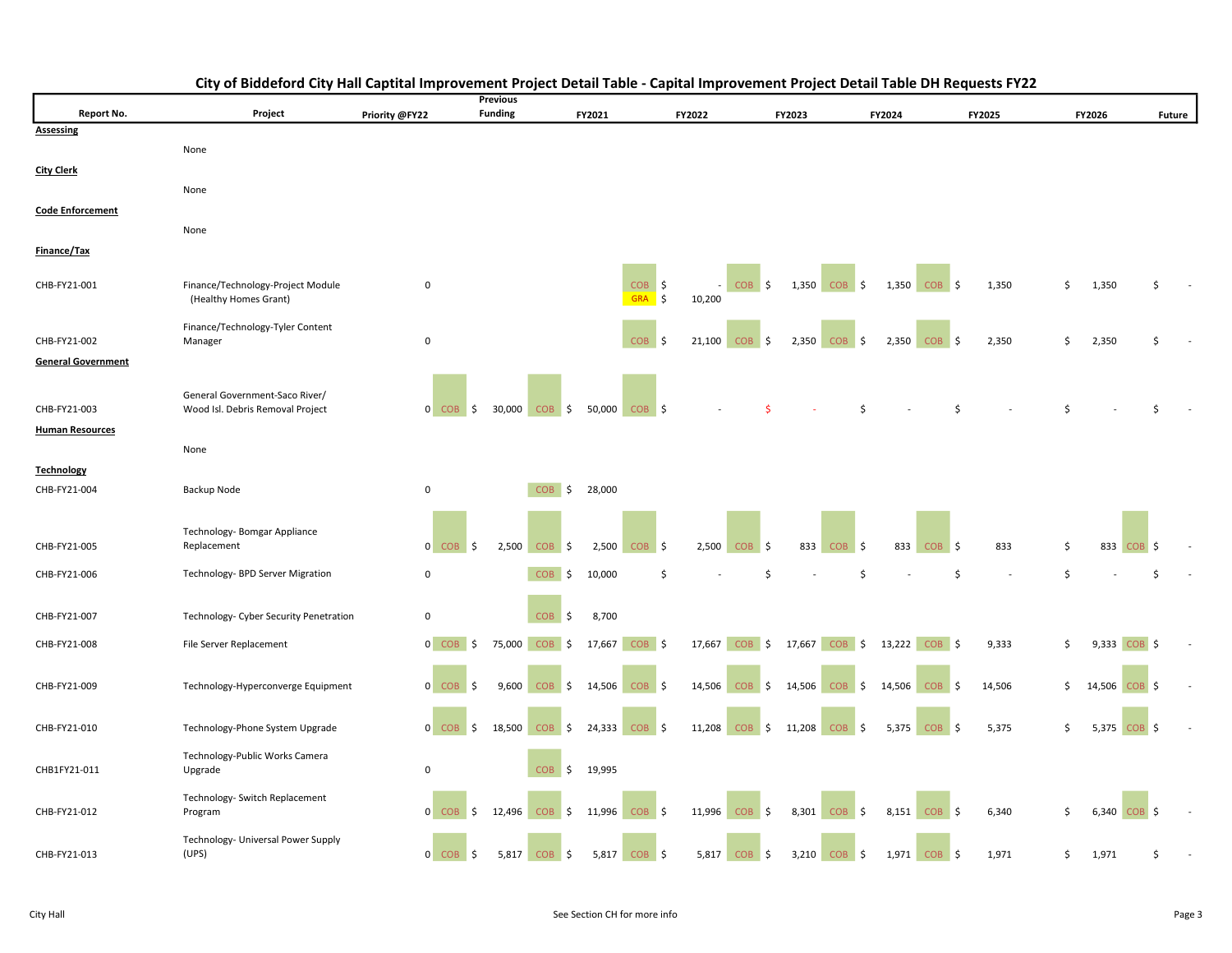# City of Biddeford City Hall Captital Improvement Project Detail Table - Capital Improvement Project Detail Table DH Requests FY22

| Report No. | Project | Priority @FY22 | Previous Funding | FY2021 | FY2022 | FY2023 | FY2024 | FY2025 | FY2026 | Future |
|---|---|---|---|---|---|---|---|---|---|---|
| **Assessing** | | | | | | | | | | |
| | None | | | | | | | | | |
| **City Clerk** | | | | | | | | | | |
| | None | | | | | | | | | |
| **Code Enforcement** | | | | | | | | | | |
| | None | | | | | | | | | |
| **Finance/Tax** | | | | | | | | | | |
| CHB-FY21-001 | Finance/Technology-Project Module (Healthy Homes Grant) | 0 | | | COB $ - / GRA $ 10,200 | COB $ 1,350 | COB $ 1,350 | COB $ 1,350 | $ 1,350 | $ - |
| CHB-FY21-002 | Finance/Technology-Tyler Content Manager | 0 | | | COB $ 21,100 | COB $ 2,350 | COB $ 2,350 | COB $ 2,350 | $ 2,350 | $ - |
| **General Government** | | | | | | | | | | |
| CHB-FY21-003 | General Government-Saco River/ Wood Isl. Debris Removal Project | 0 | COB $ 30,000 | COB $ 50,000 | COB $ - | $ - | $ - | $ - | $ - | $ - |
| **Human Resources** | | | | | | | | | | |
| | None | | | | | | | | | |
| **Technology** | | | | | | | | | | |
| CHB-FY21-004 | Backup Node | 0 | | COB $ 28,000 | | | | | | |
| CHB-FY21-005 | Technology- Bomgar Appliance Replacement | 0 | COB $ 2,500 | COB $ 2,500 | COB $ 2,500 | COB $ 833 | COB $ 833 | COB $ 833 | $ 833 | COB $ - |
| CHB-FY21-006 | Technology- BPD Server Migration | 0 | | COB $ 10,000 | $ - | $ - | $ - | $ - | $ - | $ - |
| CHB-FY21-007 | Technology- Cyber Security Penetration | 0 | | COB $ 8,700 | | | | | | |
| CHB-FY21-008 | File Server Replacement | 0 | COB $ 75,000 | COB $ 17,667 | COB $ 17,667 | COB $ 17,667 | COB $ 13,222 | COB $ 9,333 | $ 9,333 | COB $ - |
| CHB-FY21-009 | Technology-Hyperconverge Equipment | 0 | COB $ 9,600 | COB $ 14,506 | COB $ 14,506 | COB $ 14,506 | COB $ 14,506 | COB $ 14,506 | $ 14,506 | COB $ - |
| CHB-FY21-010 | Technology-Phone System Upgrade | 0 | COB $ 18,500 | COB $ 24,333 | COB $ 11,208 | COB $ 11,208 | COB $ 5,375 | COB $ 5,375 | $ 5,375 | COB $ - |
| CHB1FY21-011 | Technology-Public Works Camera Upgrade | 0 | | COB $ 19,995 | | | | | | |
| CHB-FY21-012 | Technology- Switch Replacement Program | 0 | COB $ 12,496 | COB $ 11,996 | COB $ 11,996 | COB $ 8,301 | COB $ 8,151 | COB $ 6,340 | $ 6,340 | COB $ - |
| CHB-FY21-013 | Technology- Universal Power Supply (UPS) | 0 | COB $ 5,817 | COB $ 5,817 | COB $ 5,817 | COB $ 3,210 | COB $ 1,971 | COB $ 1,971 | $ 1,971 | $ - |

City Hall — See Section CH for more info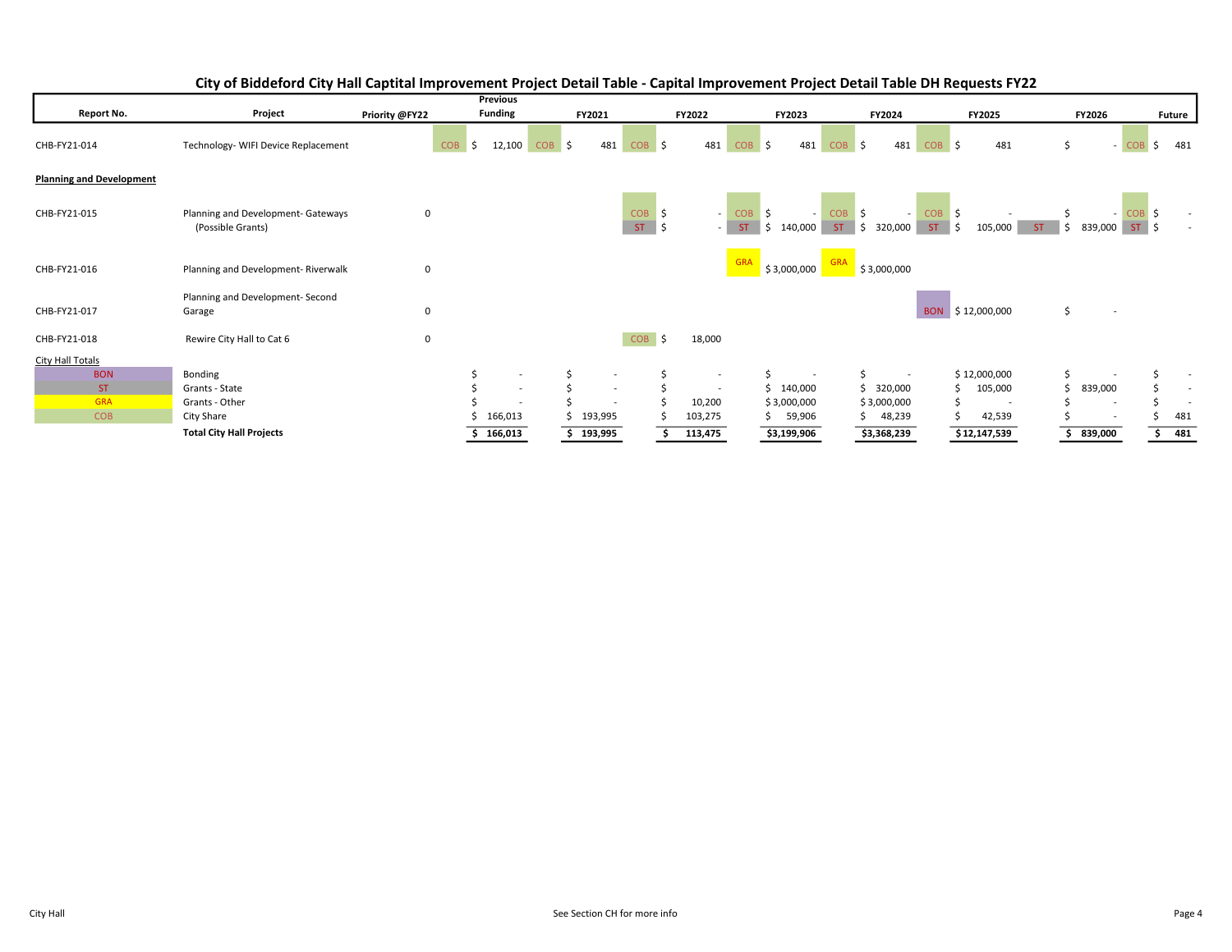## City of Biddeford City Hall Captital Improvement Project Detail Table - Capital Improvement Project Detail Table DH Requests FY22

| Report No. | Project | Priority @FY22 | Previous Funding | FY2021 | FY2022 | FY2023 | FY2024 | FY2025 | FY2026 | Future |
|---|---|---|---|---|---|---|---|---|---|---|
| CHB-FY21-014 | Technology- WIFI Device Replacement | | COB $ 12,100 | COB $ 481 | COB $ 481 | COB $ 481 | COB $ 481 | COB $ 481 | $ - | COB $ 481 |
| **Planning and Development** | | | | | | | | | | |
| CHB-FY21-015 | Planning and Development- Gateways (Possible Grants) | 0 | | | COB $ -<br>ST $ - | COB $ -<br>ST $ 140,000 | COB $ -<br>ST $ 320,000 | COB $ -<br>ST $ 105,000 | $ -<br>ST $ 839,000 | COB $ -<br>ST $ - |
| CHB-FY21-016 | Planning and Development- Riverwalk | 0 | | | | GRA $ 3,000,000 | GRA $ 3,000,000 | | | |
| CHB-FY21-017 | Planning and Development- Second Garage | 0 | | | | | | BON $ 12,000,000 | $ - | |
| CHB-FY21-018 | Rewire City Hall to Cat 6 | 0 | | | COB $ 18,000 | | | | | |
| City Hall Totals | | | | | | | | | | |
| BON | Bonding | | $ - | $ - | $ - | $ - | $ - | $ 12,000,000 | $ - | $ - |
| ST | Grants - State | | $ - | $ - | $ - | $ 140,000 | $ 320,000 | $ 105,000 | $ 839,000 | $ - |
| GRA | Grants - Other | | $ - | $ - | $ - | $ 3,000,000 | $ 3,000,000 | $ - | $ - | $ - |
| COB | City Share | | $ 166,013 | $ 193,995 | $ 10,200<br>$ 103,275 | $ 59,906 | $ 48,239 | $ 42,539 | $ - | $ 481 |
| | **Total City Hall Projects** | | **$ 166,013** | **$ 193,995** | **$ 113,475** | **$3,199,906** | **$3,368,239** | **$12,147,539** | **$ 839,000** | **$ 481** |

City Hall

See Section CH for more info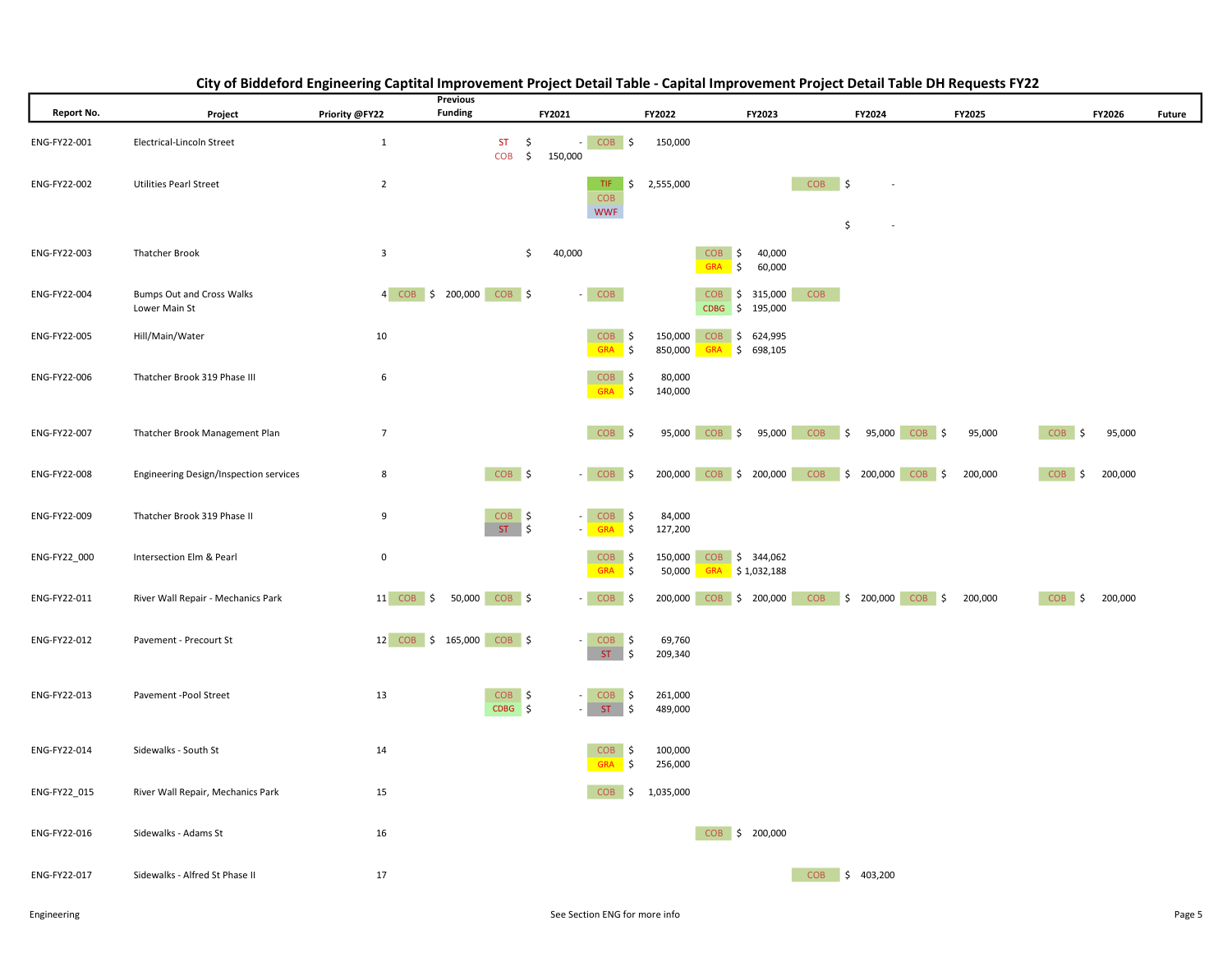# City of Biddeford Engineering Capital Improvement Project Detail Table - Capital Improvement Project Detail Table DH Requests FY22

| Report No. | Project | Priority @FY22 | Previous Funding | | FY2021 | | FY2022 | | FY2023 | | FY2024 | | FY2025 | | FY2026 | | Future |
|---|---|---|---|---|---|---|---|---|---|---|---|---|---|---|---|---|---|
| ENG-FY22-001 | Electrical-Lincoln Street | 1 | | | ST<br>COB | $ -<br>$ 150,000 | COB | $ 150,000 | | | | | | | | | |
| ENG-FY22-002 | Utilities Pearl Street | 2 | | | | | TIF<br>COB<br>WWF | $ 2,555,000 | | | COB | $ -<br>$ - | | | | | |
| ENG-FY22-003 | Thatcher Brook | 3 | | | | $ 40,000 | | | COB<br>GRA | $ 40,000<br>$ 60,000 | | | | | | | |
| ENG-FY22-004 | Bumps Out and Cross Walks Lower Main St | 4 | COB | $ 200,000 | COB | $ - | COB | | COB<br>CDBG | $ 315,000<br>$ 195,000 | COB | | | | | | |
| ENG-FY22-005 | Hill/Main/Water | 10 | | | | | COB<br>GRA | $ 150,000<br>$ 850,000 | COB<br>GRA | $ 624,995<br>$ 698,105 | | | | | | | |
| ENG-FY22-006 | Thatcher Brook 319 Phase III | 6 | | | | | COB<br>GRA | $ 80,000<br>$ 140,000 | | | | | | | | | |
| ENG-FY22-007 | Thatcher Brook Management Plan | 7 | | | | | COB | $ 95,000 | COB | $ 95,000 | COB | $ 95,000 | COB | $ 95,000 | COB | $ 95,000 | |
| ENG-FY22-008 | Engineering Design/Inspection services | 8 | | | COB | $ - | COB | $ 200,000 | COB | $ 200,000 | COB | $ 200,000 | COB | $ 200,000 | COB | $ 200,000 | |
| ENG-FY22-009 | Thatcher Brook 319 Phase II | 9 | | | COB<br>ST | $ -<br>$ - | COB<br>GRA | $ 84,000<br>$ 127,200 | | | | | | | | | |
| ENG-FY22_000 | Intersection Elm & Pearl | 0 | | | | | COB<br>GRA | $ 150,000<br>$ 50,000 | COB<br>GRA | $ 344,062<br>$ 1,032,188 | | | | | | | |
| ENG-FY22-011 | River Wall Repair - Mechanics Park | 11 | COB | $ 50,000 | COB | $ - | COB | $ 200,000 | COB | $ 200,000 | COB | $ 200,000 | COB | $ 200,000 | COB | $ 200,000 | |
| ENG-FY22-012 | Pavement - Precourt St | 12 | COB | $ 165,000 | COB | $ - | COB<br>ST | $ 69,760<br>$ 209,340 | | | | | | | | | |
| ENG-FY22-013 | Pavement -Pool Street | 13 | | | COB<br>CDBG | $ -<br>$ - | COB<br>ST | $ 261,000<br>$ 489,000 | | | | | | | | | |
| ENG-FY22-014 | Sidewalks - South St | 14 | | | | | COB<br>GRA | $ 100,000<br>$ 256,000 | | | | | | | | | |
| ENG-FY22_015 | River Wall Repair, Mechanics Park | 15 | | | | | COB | $ 1,035,000 | | | | | | | | | |
| ENG-FY22-016 | Sidewalks - Adams St | 16 | | | | | | | COB | $ 200,000 | | | | | | | |
| ENG-FY22-017 | Sidewalks - Alfred St Phase II | 17 | | | | | | | | | COB | $ 403,200 | | | | | |

Engineering

See Section ENG for more info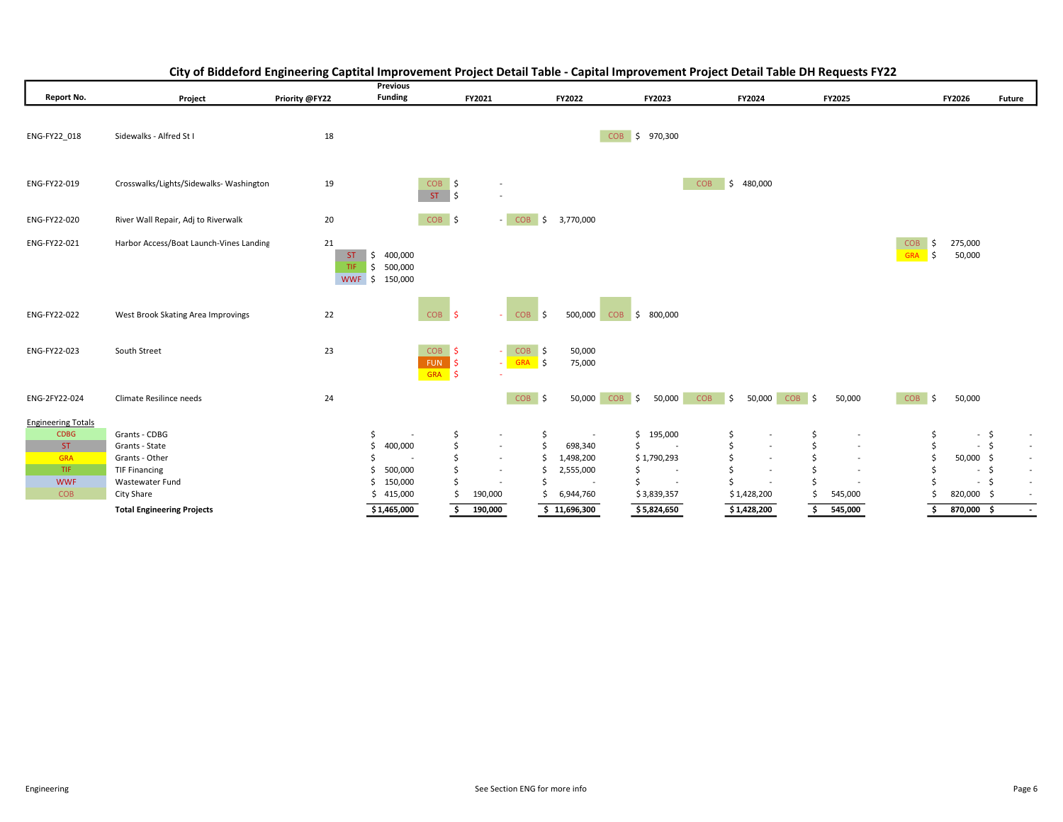# City of Biddeford Engineering Captital Improvement Project Detail Table - Capital Improvement Project Detail Table DH Requests FY22

| Report No. | Project | Priority @FY22 | Previous Funding | FY2021 | FY2022 | FY2023 | FY2024 | FY2025 | FY2026 | Future |
|---|---|---|---|---|---|---|---|---|---|---|
| ENG-FY22_018 | Sidewalks - Alfred St I | 18 | | | | COB $ 970,300 | | | | |
| ENG-FY22-019 | Crosswalks/Lights/Sidewalks- Washington | 19 | | COB $ - | | | COB $ 480,000 | | | |
| | | | | ST $ - | | | | | | |
| ENG-FY22-020 | River Wall Repair, Adj to Riverwalk | 20 | | COB $ - | COB $ 3,770,000 | | | | | |
| ENG-FY22-021 | Harbor Access/Boat Launch-Vines Landing | 21 | | | | | | | COB $ 275,000 | |
| | | | ST $ 400,000 | | | | | | GRA $ 50,000 | |
| | | | TIF $ 500,000 | | | | | | | |
| | | | WWF $ 150,000 | | | | | | | |
| ENG-FY22-022 | West Brook Skating Area Improvings | 22 | | COB $ - | COB $ 500,000 | COB $ 800,000 | | | | |
| ENG-FY22-023 | South Street | 23 | | COB $ - | COB $ 50,000 | | | | | |
| | | | | FUN $ - | GRA $ 75,000 | | | | | |
| | | | | GRA $ - | | | | | | |
| ENG-2FY22-024 | Climate Resilince needs | 24 | | | COB $ 50,000 | COB $ 50,000 | COB $ 50,000 | COB $ 50,000 | COB $ 50,000 | |

| Engineering Totals | | Previous Funding | FY2021 | FY2022 | FY2023 | FY2024 | FY2025 | FY2026 | Future |
|---|---|---|---|---|---|---|---|---|---|
| CDBG | Grants - CDBG | $ - | $ - | $ - | $ 195,000 | $ - | $ - | $ - | $ - |
| ST | Grants - State | $ 400,000 | $ - | $ 698,340 | $ - | $ - | $ - | $ - | $ - |
| GRA | Grants - Other | $ - | $ - | $ 1,498,200 | $ 1,790,293 | $ - | $ - | $ 50,000 | $ - |
| TIF | TIF Financing | $ 500,000 | $ - | $ 2,555,000 | $ - | $ - | $ - | $ - | $ - |
| WWF | Wastewater Fund | $ 150,000 | $ - | $ - | $ - | $ - | $ - | $ - | $ - |
| COB | City Share | $ 415,000 | $ 190,000 | $ 6,944,760 | $ 3,839,357 | $ 1,428,200 | $ 545,000 | $ 820,000 | $ - |
| | **Total Engineering Projects** | **$ 1,465,000** | **$ 190,000** | **$ 11,696,300** | **$ 5,824,650** | **$ 1,428,200** | **$ 545,000** | **$ 870,000** | **$ -** |

Engineering — See Section ENG for more info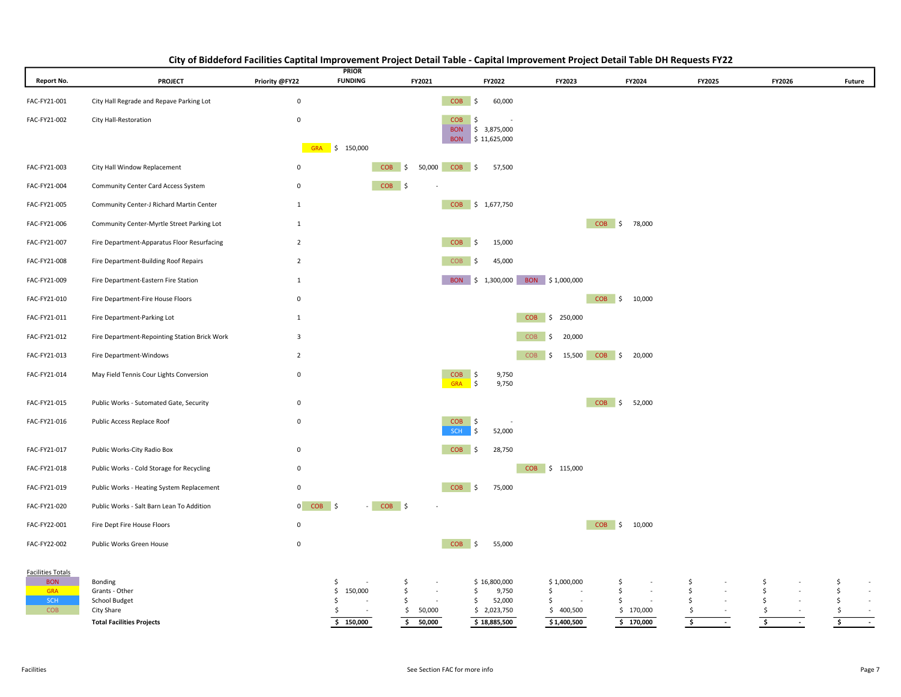# City of Biddeford Facilities Captital Improvement Project Detail Table - Capital Improvement Project Detail Table DH Requests FY22

| Report No. | PROJECT | Priority @FY22 | PRIOR FUNDING | FY2021 | FY2022 | FY2023 | FY2024 | FY2025 | FY2026 | Future |
|---|---|---|---|---|---|---|---|---|---|---|
| FAC-FY21-001 | City Hall Regrade and Repave Parking Lot | 0 | | | COB $ 60,000 | | | | | |
| FAC-FY21-002 | City Hall-Restoration | 0 | | | COB $ - | | | | | |
| | | | | | BON $ 3,875,000 | | | | | |
| | | | | | BON $ 11,625,000 | | | | | |
| | | | GRA $ 150,000 | | | | | | | |
| FAC-FY21-003 | City Hall Window Replacement | 0 | | COB $ 50,000 | COB $ 57,500 | | | | | |
| FAC-FY21-004 | Community Center Card Access System | 0 | | COB $ - | | | | | | |
| FAC-FY21-005 | Community Center-J Richard Martin Center | 1 | | | COB $ 1,677,750 | | | | | |
| FAC-FY21-006 | Community Center-Myrtle Street Parking Lot | 1 | | | | | COB $ 78,000 | | | |
| FAC-FY21-007 | Fire Department-Apparatus Floor Resurfacing | 2 | | | COB $ 15,000 | | | | | |
| FAC-FY21-008 | Fire Department-Building Roof Repairs | 2 | | | COB $ 45,000 | | | | | |
| FAC-FY21-009 | Fire Department-Eastern Fire Station | 1 | | | BON $ 1,300,000 | BON $ 1,000,000 | | | | |
| FAC-FY21-010 | Fire Department-Fire House Floors | 0 | | | | | COB $ 10,000 | | | |
| FAC-FY21-011 | Fire Department-Parking Lot | 1 | | | | COB $ 250,000 | | | | |
| FAC-FY21-012 | Fire Department-Repointing Station Brick Work | 3 | | | | COB $ 20,000 | | | | |
| FAC-FY21-013 | Fire Department-Windows | 2 | | | | COB $ 15,500 | COB $ 20,000 | | | |
| FAC-FY21-014 | May Field Tennis Cour Lights Conversion | 0 | | | COB $ 9,750 | | | | | |
| | | | | | GRA $ 9,750 | | | | | |
| FAC-FY21-015 | Public Works - Sutomated Gate, Security | 0 | | | | | COB $ 52,000 | | | |
| FAC-FY21-016 | Public Access Replace Roof | 0 | | | COB $ - | | | | | |
| | | | | | SCH $ 52,000 | | | | | |
| FAC-FY21-017 | Public Works-City Radio Box | 0 | | | COB $ 28,750 | | | | | |
| FAC-FY21-018 | Public Works - Cold Storage for Recycling | 0 | | | | COB $ 115,000 | | | | |
| FAC-FY21-019 | Public Works - Heating System Replacement | 0 | | | COB $ 75,000 | | | | | |
| FAC-FY21-020 | Public Works - Salt Barn Lean To Addition | 0 | COB $ - | COB $ - | | | | | | |
| FAC-FY22-001 | Fire Dept Fire House Floors | 0 | | | | | COB $ 10,000 | | | |
| FAC-FY22-002 | Public Works Green House | 0 | | | COB $ 55,000 | | | | | |
| **Facilities Totals** | | | | | | | | | | |
| BON | Bonding | | $ - | $ - | $ 16,800,000 | $ 1,000,000 | $ - | $ - | $ - | $ - |
| GRA | Grants - Other | | $ 150,000 | $ - | $ 9,750 | $ - | $ - | $ - | $ - | $ - |
| SCH | School Budget | | $ - | $ - | $ 52,000 | $ - | $ - | $ - | $ - | $ - |
| COB | City Share | | $ - | $ 50,000 | $ 2,023,750 | $ 400,500 | $ 170,000 | $ - | $ - | $ - |
| | **Total Facilities Projects** | | **$ 150,000** | **$ 50,000** | **$ 18,885,500** | **$ 1,400,500** | **$ 170,000** | **$ -** | **$ -** | **$ -** |

Facilities | See Section FAC for more info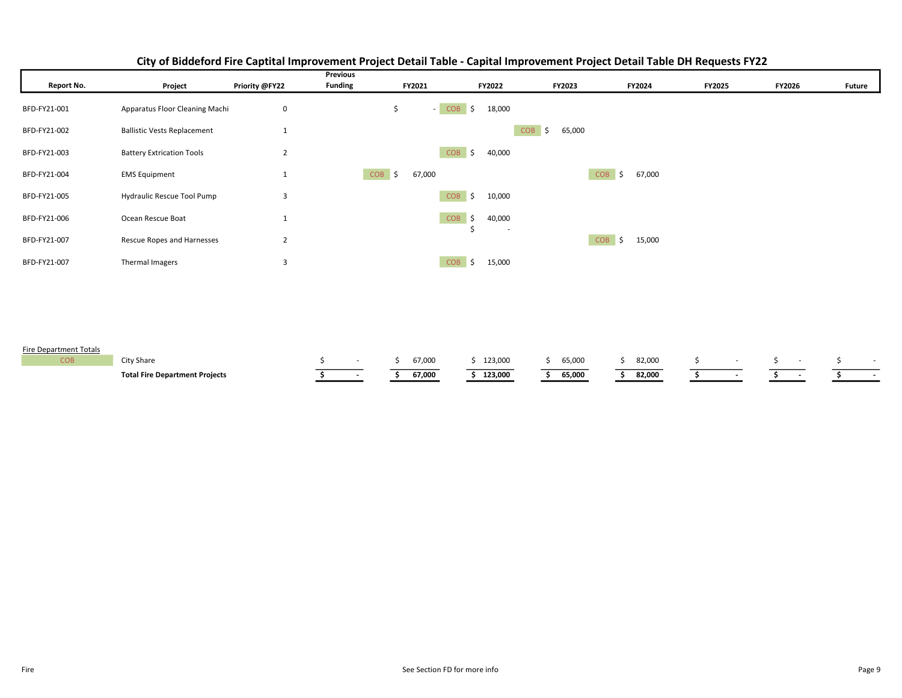# City of Biddeford Fire Captital Improvement Project Detail Table - Capital Improvement Project Detail Table DH Requests FY22

| Report No. | Project | Priority @FY22 | Previous Funding | FY2021 | FY2022 | FY2023 | FY2024 | FY2025 | FY2026 | Future |
|---|---|---|---|---|---|---|---|---|---|---|
| BFD-FY21-001 | Apparatus Floor Cleaning Machi | 0 | | $ - | COB $ 18,000 | | | | | |
| BFD-FY21-002 | Ballistic Vests Replacement | 1 | | | | COB $ 65,000 | | | | |
| BFD-FY21-003 | Battery Extrication Tools | 2 | | | COB $ 40,000 | | | | | |
| BFD-FY21-004 | EMS Equipment | 1 | | COB $ 67,000 | | | COB $ 67,000 | | | |
| BFD-FY21-005 | Hydraulic Rescue Tool Pump | 3 | | | COB $ 10,000 | | | | | |
| BFD-FY21-006 | Ocean Rescue Boat | 1 | | | COB $ 40,000 | | | | | |
| BFD-FY21-007 | Rescue Ropes and Harnesses | 2 | | | $ - | | COB $ 15,000 | | | |
| BFD-FY21-007 | Thermal Imagers | 3 | | | COB $ 15,000 | | | | | |

| Fire Department Totals | | Previous Funding | FY2021 | FY2022 | FY2023 | FY2024 | FY2025 | FY2026 | Future |
|---|---|---|---|---|---|---|---|---|---|
| COB | City Share | $ - | $ 67,000 | $ 123,000 | $ 65,000 | $ 82,000 | $ - | $ - | $ - |
| | **Total Fire Department Projects** | **$ -** | **$ 67,000** | **$ 123,000** | **$ 65,000** | **$ 82,000** | **$ -** | **$ -** | **$ -** |

Fire

See Section FD for more info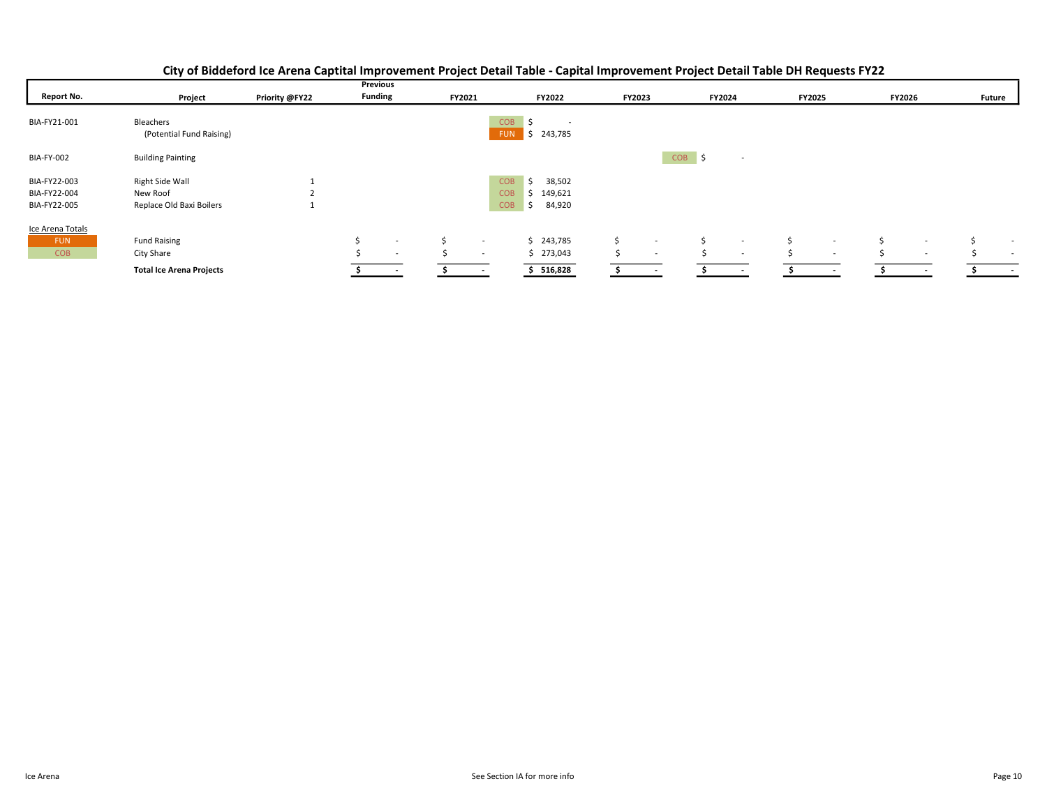# City of Biddeford Ice Arena Captital Improvement Project Detail Table - Capital Improvement Project Detail Table DH Requests FY22

| Report No. | Project | Priority @FY22 | Previous Funding | FY2021 | FY2022 | FY2023 | FY2024 | FY2025 | FY2026 | Future |
|---|---|---|---|---|---|---|---|---|---|---|
| BIA-FY21-001 | Bleachers | | | | COB $ - | | | | | |
| | (Potential Fund Raising) | | | | FUN $ 243,785 | | | | | |
| BIA-FY-002 | Building Painting | | | | | | COB $ - | | | |
| BIA-FY22-003 | Right Side Wall | 1 | | | COB $ 38,502 | | | | | |
| BIA-FY22-004 | New Roof | 2 | | | COB $ 149,621 | | | | | |
| BIA-FY22-005 | Replace Old Baxi Boilers | 1 | | | COB $ 84,920 | | | | | |
| Ice Arena Totals | | | | | | | | | | |
| FUN | Fund Raising | | $ - | $ - | $ 243,785 | $ - | $ - | $ - | $ - | $ - |
| COB | City Share | | $ - | $ - | $ 273,043 | $ - | $ - | $ - | $ - | $ - |
| | **Total Ice Arena Projects** | | **$ -** | **$ -** | **$ 516,828** | **$ -** | **$ -** | **$ -** | **$ -** | **$ -** |

See Section IA for more info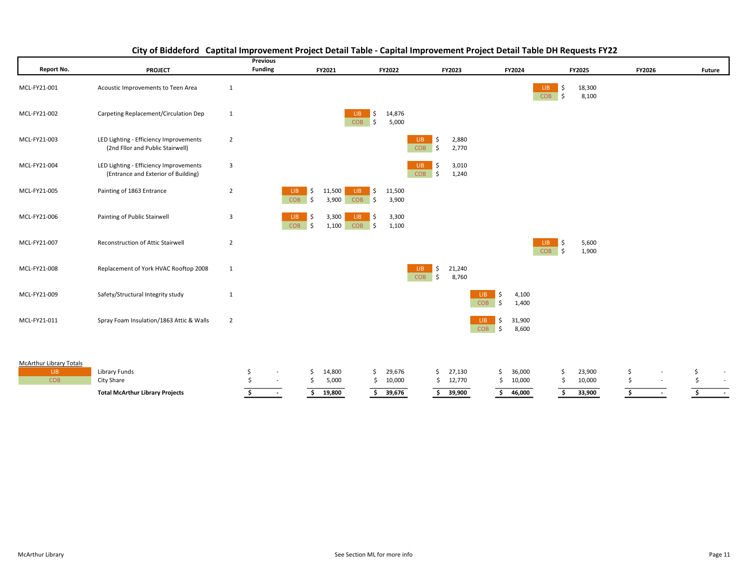## City of Biddeford Captital Improvement Project Detail Table - Capital Improvement Project Detail Table DH Requests FY22

| Report No. | PROJECT | | Previous Funding | FY2021 | FY2022 | FY2023 | FY2024 | FY2025 | FY2026 | Future |
|---|---|---|---|---|---|---|---|---|---|---|
| MCL-FY21-001 | Acoustic Improvements to Teen Area | 1 | | | | | | LIB $ 18,300<br>COB $ 8,100 | | |
| MCL-FY21-002 | Carpeting Replacement/Circulation Dep | 1 | | | LIB $ 14,876<br>COB $ 5,000 | | | | | |
| MCL-FY21-003 | LED Lighting - Efficiency Improvements (2nd Fllor and Public Stairwell) | 2 | | | | LIB $ 2,880<br>COB $ 2,770 | | | | |
| MCL-FY21-004 | LED Lighting - Efficiency Improvements (Entrance and Exterior of Building) | 3 | | | | LIB $ 3,010<br>COB $ 1,240 | | | | |
| MCL-FY21-005 | Painting of 1863 Entrance | 2 | | LIB $ 11,500<br>COB $ 3,900 | LIB $ 11,500<br>COB $ 3,900 | | | | | |
| MCL-FY21-006 | Painting of Public Stairwell | 3 | | LIB $ 3,300<br>COB $ 1,100 | LIB $ 3,300<br>COB $ 1,100 | | | | | |
| MCL-FY21-007 | Reconstruction of Attic Stairwell | 2 | | | | | | LIB $ 5,600<br>COB $ 1,900 | | |
| MCL-FY21-008 | Replacement of York HVAC Rooftop 2008 | 1 | | | | LIB $ 21,240<br>COB $ 8,760 | | | | |
| MCL-FY21-009 | Safety/Structural Integrity study | 1 | | | | | LIB $ 4,100<br>COB $ 1,400 | | | |
| MCL-FY21-011 | Spray Foam Insulation/1863 Attic & Walls | 2 | | | | | LIB $ 31,900<br>COB $ 8,600 | | | |
| **McArthur Library Totals** | | | | | | | | | | |
| LIB | Library Funds | | $ - | $ 14,800 | $ 29,676 | $ 27,130 | $ 36,000 | $ 23,900 | $ - | $ - |
| COB | City Share | | $ - | $ 5,000 | $ 10,000 | $ 12,770 | $ 10,000 | $ 10,000 | $ - | $ - |
| | **Total McArthur Library Projects** | | **$ -** | **$ 19,800** | **$ 39,676** | **$ 39,900** | **$ 46,000** | **$ 33,900** | **$ -** | **$ -** |

McArthur Library

See Section ML for more info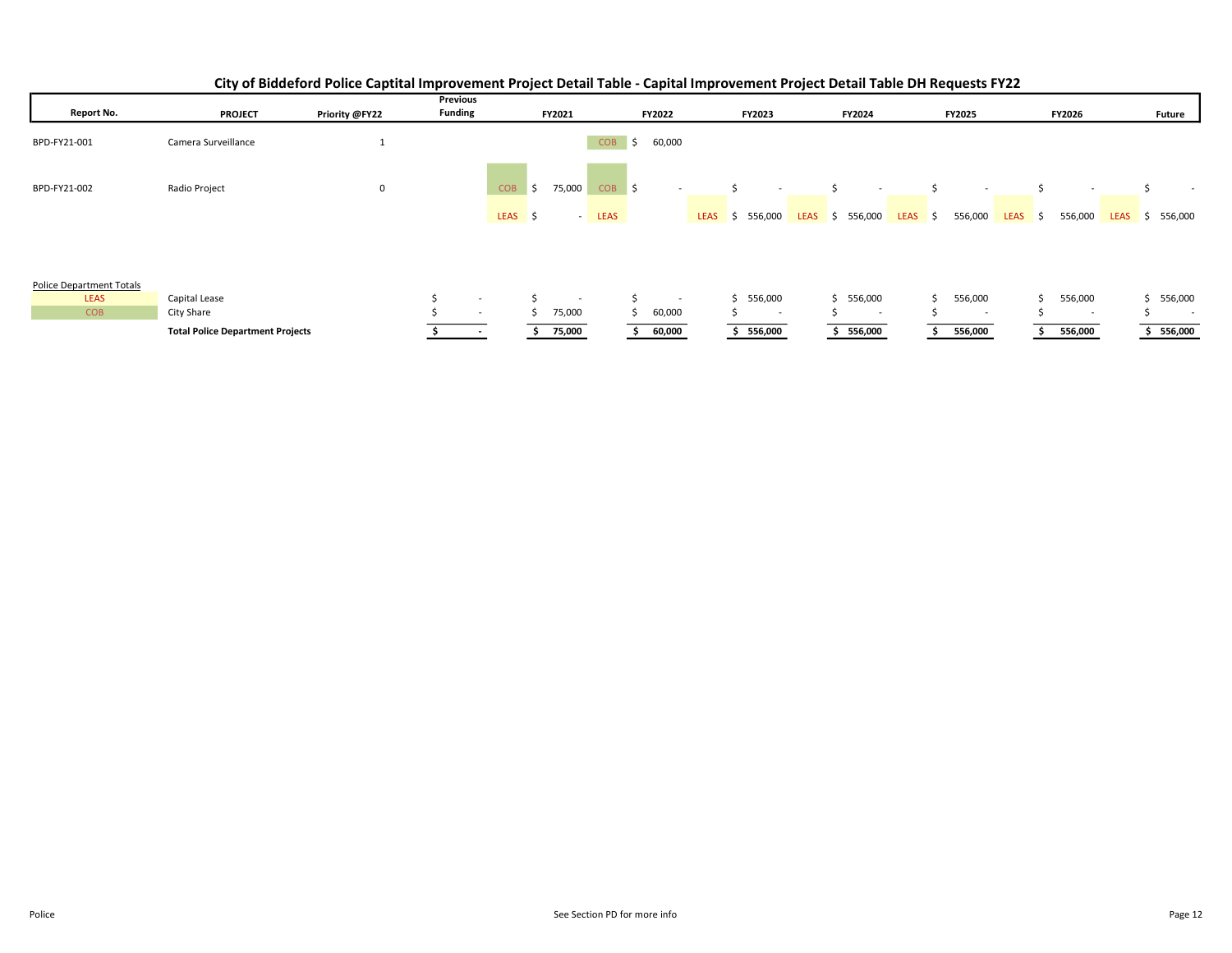# City of Biddeford Police Captital Improvement Project Detail Table - Capital Improvement Project Detail Table DH Requests FY22

| Report No. | PROJECT | Priority @FY22 | Previous Funding | FY2021 | FY2022 | FY2023 | FY2024 | FY2025 | FY2026 | Future |
|---|---|---|---|---|---|---|---|---|---|---|
| BPD-FY21-001 | Camera Surveillance | 1 | | | COB $ 60,000 | | | | | |
| BPD-FY21-002 | Radio Project | 0 | | COB $ 75,000 | COB $ - | $ - | $ - | $ - | $ - | $ - |
| | | | | LEAS $ - | LEAS | LEAS $ 556,000 | LEAS $ 556,000 | LEAS $ 556,000 | LEAS $ 556,000 | LEAS $ 556,000 |
| Police Department Totals | | | | | | | | | | |
| LEAS | Capital Lease | | $ - | $ - | $ - | $ 556,000 | $ 556,000 | $ 556,000 | $ 556,000 | $ 556,000 |
| COB | City Share | | $ - | $ 75,000 | $ 60,000 | $ - | $ - | $ - | $ - | $ - |
| | **Total Police Department Projects** | | **$ -** | **$ 75,000** | **$ 60,000** | **$ 556,000** | **$ 556,000** | **$ 556,000** | **$ 556,000** | **$ 556,000** |

Police

See Section PD for more info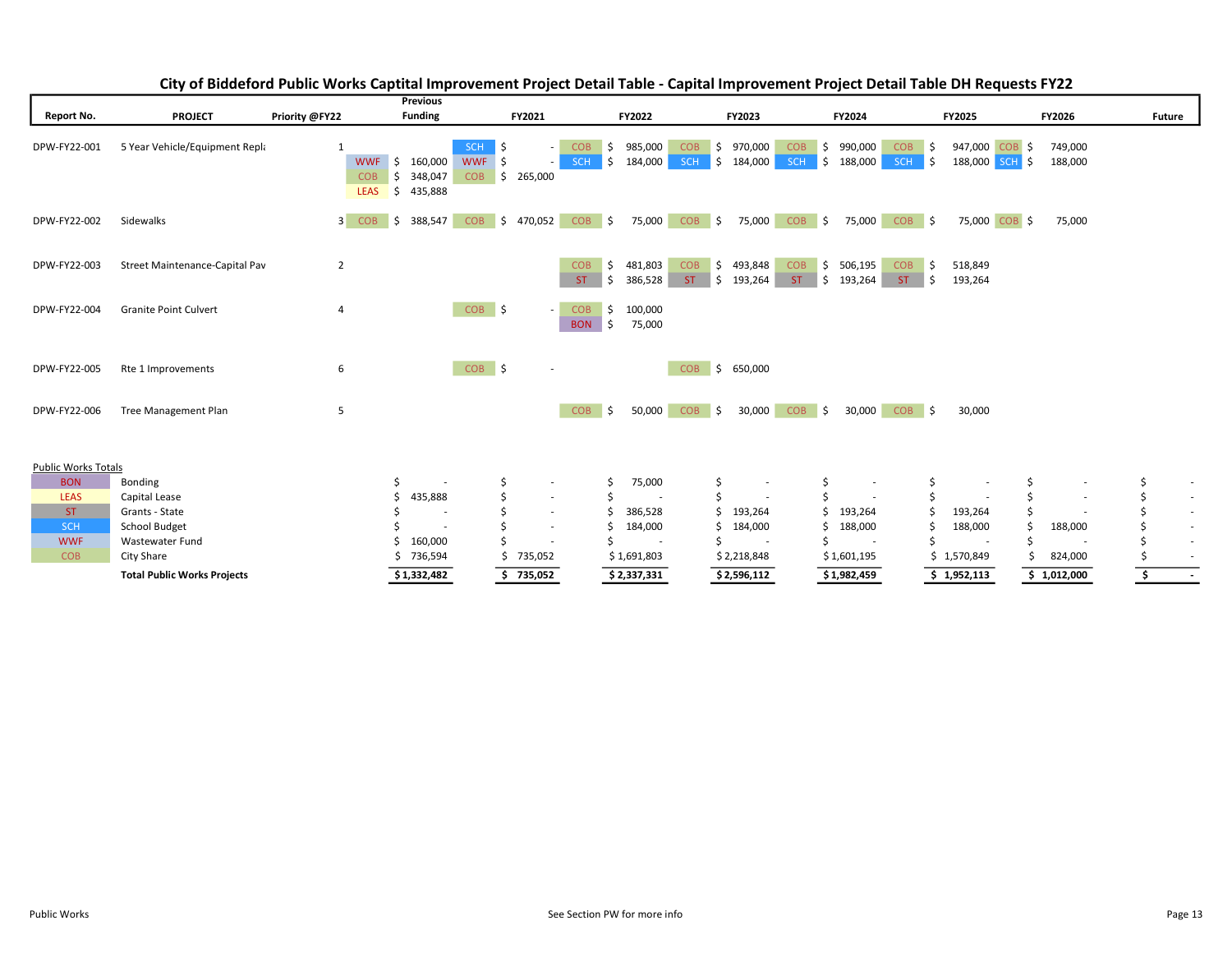# City of Biddeford Public Works Captial Improvement Project Detail Table - Capital Improvement Project Detail Table DH Requests FY22

| Report No. | PROJECT | Priority @FY22 | | Previous Funding | | FY2021 | | FY2022 | | FY2023 | | FY2024 | | FY2025 | | FY2026 | Future |
|---|---|---|---|---|---|---|---|---|---|---|---|---|---|---|---|---|---|
| DPW-FY22-001 | 5 Year Vehicle/Equipment Repl | 1 | | | SCH | $ - | COB | $ 985,000 | COB | $ 970,000 | COB | $ 990,000 | COB | $ 947,000 | COB | $ 749,000 | |
| | | | WWF | $ 160,000 | WWF | $ - | SCH | $ 184,000 | SCH | $ 184,000 | SCH | $ 188,000 | SCH | $ 188,000 | SCH | $ 188,000 | |
| | | | COB | $ 348,047 | COB | $ 265,000 | | | | | | | | | | | |
| | | | LEAS | $ 435,888 | | | | | | | | | | | | | |
| DPW-FY22-002 | Sidewalks | 3 | COB | $ 388,547 | COB | $ 470,052 | COB | $ 75,000 | COB | $ 75,000 | COB | $ 75,000 | COB | $ 75,000 | COB | $ 75,000 | |
| DPW-FY22-003 | Street Maintenance-Capital Pav | 2 | | | | | COB | $ 481,803 | COB | $ 493,848 | COB | $ 506,195 | COB | $ 518,849 | | | |
| | | | | | | | ST | $ 386,528 | ST | $ 193,264 | ST | $ 193,264 | ST | $ 193,264 | | | |
| DPW-FY22-004 | Granite Point Culvert | 4 | | | COB | $ - | COB | $ 100,000 | | | | | | | | | |
| | | | | | | | BON | $ 75,000 | | | | | | | | | |
| DPW-FY22-005 | Rte 1 Improvements | 6 | | | COB | $ - | | | COB | $ 650,000 | | | | | | | |
| DPW-FY22-006 | Tree Management Plan | 5 | | | | | COB | $ 50,000 | COB | $ 30,000 | COB | $ 30,000 | COB | $ 30,000 | | | |

| Public Works Totals | | Previous Funding | FY2021 | FY2022 | FY2023 | FY2024 | FY2025 | FY2026 | Future |
|---|---|---|---|---|---|---|---|---|---|
| BON | Bonding | $ - | $ - | $ 75,000 | $ - | $ - | $ - | $ - | $ - |
| LEAS | Capital Lease | $ 435,888 | $ - | $ - | $ - | $ - | $ - | $ - | $ - |
| ST | Grants - State | $ - | $ - | $ 386,528 | $ 193,264 | $ 193,264 | $ 193,264 | $ - | $ - |
| SCH | School Budget | $ - | $ - | $ 184,000 | $ 184,000 | $ 188,000 | $ 188,000 | $ 188,000 | $ - |
| WWF | Wastewater Fund | $ 160,000 | $ - | $ - | $ - | $ - | $ - | $ - | $ - |
| COB | City Share | $ 736,594 | $ 735,052 | $ 1,691,803 | $ 2,218,848 | $ 1,601,195 | $ 1,570,849 | $ 824,000 | $ - |
| | **Total Public Works Projects** | **$ 1,332,482** | **$ 735,052** | **$ 2,337,331** | **$ 2,596,112** | **$ 1,982,459** | **$ 1,952,113** | **$ 1,012,000** | **$ -** |

Public Works See Section PW for more info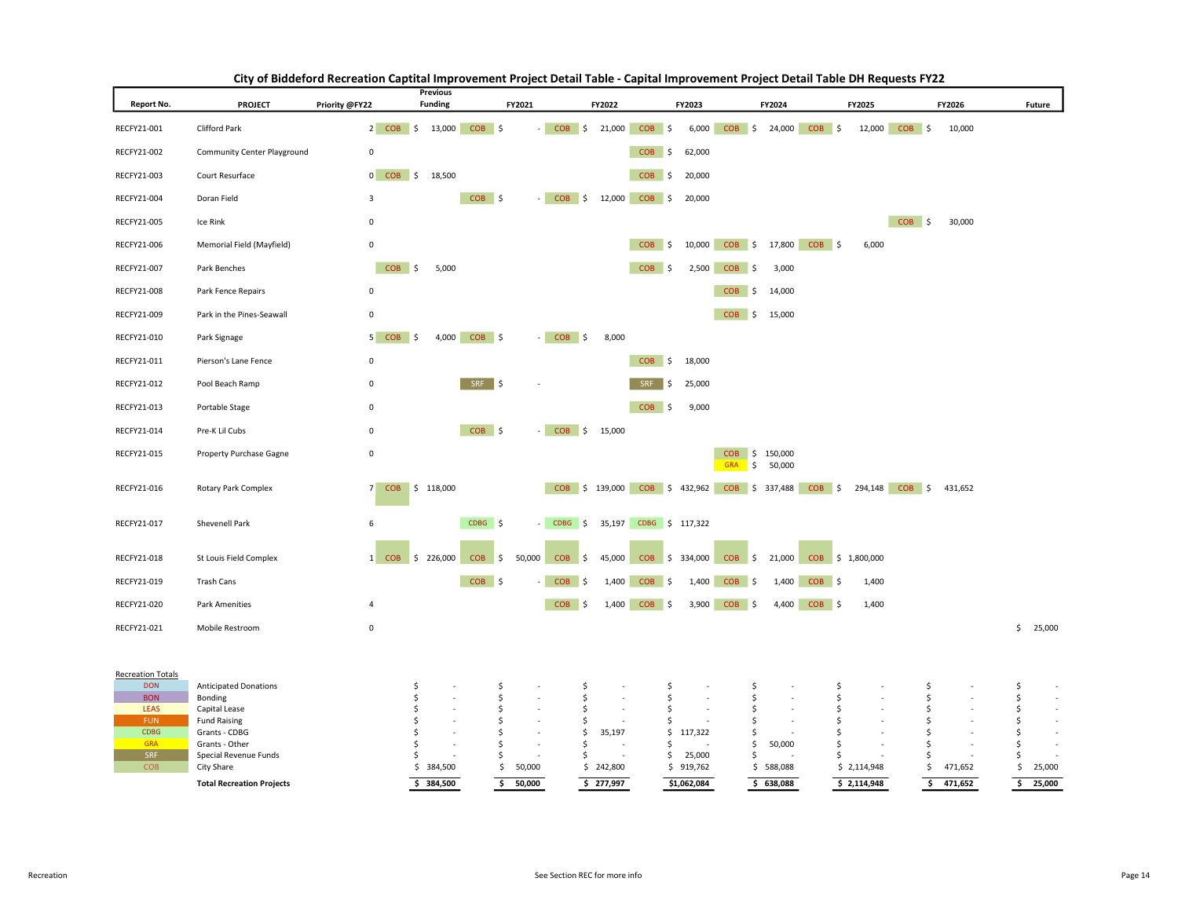## City of Biddeford Recreation Captital Improvement Project Detail Table - Capital Improvement Project Detail Table DH Requests FY22

| Report No. | PROJECT | Priority @FY22 | Previous Funding | | FY2021 | | FY2022 | | FY2023 | | FY2024 | | FY2025 | | FY2026 | | Future |
|---|---|---|---|---|---|---|---|---|---|---|---|---|---|---|---|---|---|
| RECFY21-001 | Clifford Park | 2 | COB | $ 13,000 | COB | $ - | COB | $ 21,000 | COB | $ 6,000 | COB | $ 24,000 | COB | $ 12,000 | COB | $ 10,000 | |
| RECFY21-002 | Community Center Playground | 0 | | | | | | | COB | $ 62,000 | | | | | | | |
| RECFY21-003 | Court Resurface | 0 | COB | $ 18,500 | | | | | COB | $ 20,000 | | | | | | | |
| RECFY21-004 | Doran Field | 3 | | | COB | $ - | COB | $ 12,000 | COB | $ 20,000 | | | | | | | |
| RECFY21-005 | Ice Rink | 0 | | | | | | | | | | | | | COB | $ 30,000 | |
| RECFY21-006 | Memorial Field (Mayfield) | 0 | | | | | | | COB | $ 10,000 | COB | $ 17,800 | COB | $ 6,000 | | | |
| RECFY21-007 | Park Benches | | COB | $ 5,000 | | | | | COB | $ 2,500 | COB | $ 3,000 | | | | | |
| RECFY21-008 | Park Fence Repairs | 0 | | | | | | | | | COB | $ 14,000 | | | | | |
| RECFY21-009 | Park in the Pines-Seawall | 0 | | | | | | | | | COB | $ 15,000 | | | | | |
| RECFY21-010 | Park Signage | 5 | COB | $ 4,000 | COB | $ - | COB | $ 8,000 | | | | | | | | | |
| RECFY21-011 | Pierson's Lane Fence | 0 | | | | | | | COB | $ 18,000 | | | | | | | |
| RECFY21-012 | Pool Beach Ramp | 0 | | | SRF | $ - | | | SRF | $ 25,000 | | | | | | | |
| RECFY21-013 | Portable Stage | 0 | | | | | | | COB | $ 9,000 | | | | | | | |
| RECFY21-014 | Pre-K Lil Cubs | 0 | | | COB | $ - | COB | $ 15,000 | | | | | | | | | |
| RECFY21-015 | Property Purchase Gagne | 0 | | | | | | | | | COB<br>GRA | $ 150,000<br>$ 50,000 | | | | | |
| RECFY21-016 | Rotary Park Complex | 7 | COB | $ 118,000 | | | COB | $ 139,000 | COB | $ 432,962 | COB | $ 337,488 | COB | $ 294,148 | COB | $ 431,652 | |
| RECFY21-017 | Shevenell Park | 6 | | | CDBG | $ - | CDBG | $ 35,197 | CDBG | $ 117,322 | | | | | | | |
| RECFY21-018 | St Louis Field Complex | 1 | COB | $ 226,000 | COB | $ 50,000 | COB | $ 45,000 | COB | $ 334,000 | COB | $ 21,000 | COB | $ 1,800,000 | | | |
| RECFY21-019 | Trash Cans | | | | COB | $ - | COB | $ 1,400 | COB | $ 1,400 | COB | $ 1,400 | COB | $ 1,400 | | | |
| RECFY21-020 | Park Amenities | 4 | | | | | COB | $ 1,400 | COB | $ 3,900 | COB | $ 4,400 | COB | $ 1,400 | | | |
| RECFY21-021 | Mobile Restroom | 0 | | | | | | | | | | | | | | | $ 25,000 |

**Recreation Totals**

| Code | Source | Previous Funding | FY2021 | FY2022 | FY2023 | FY2024 | FY2025 | FY2026 | Future |
|---|---|---|---|---|---|---|---|---|---|
| DON | Anticipated Donations | $ - | $ - | $ - | $ - | $ - | $ - | $ - | $ - |
| BON | Bonding | $ - | $ - | $ - | $ - | $ - | $ - | $ - | $ - |
| LEAS | Capital Lease | $ - | $ - | $ - | $ - | $ - | $ - | $ - | $ - |
| FUN | Fund Raising | $ - | $ - | $ - | $ - | $ - | $ - | $ - | $ - |
| CDBG | Grants - CDBG | $ - | $ - | $ 35,197 | $ 117,322 | $ - | $ - | $ - | $ - |
| GRA | Grants - Other | $ - | $ - | $ - | $ - | $ 50,000 | $ - | $ - | $ - |
| SRF | Special Revenue Funds | $ - | $ - | $ - | $ 25,000 | $ - | $ - | $ - | $ - |
| COB | City Share | $ 384,500 | $ 50,000 | $ 242,800 | $ 919,762 | $ 588,088 | $ 2,114,948 | $ 471,652 | $ 25,000 |
| | **Total Recreation Projects** | **$ 384,500** | **$ 50,000** | **$ 277,997** | **$1,062,084** | **$ 638,088** | **$ 2,114,948** | **$ 471,652** | **$ 25,000** |

See Section REC for more info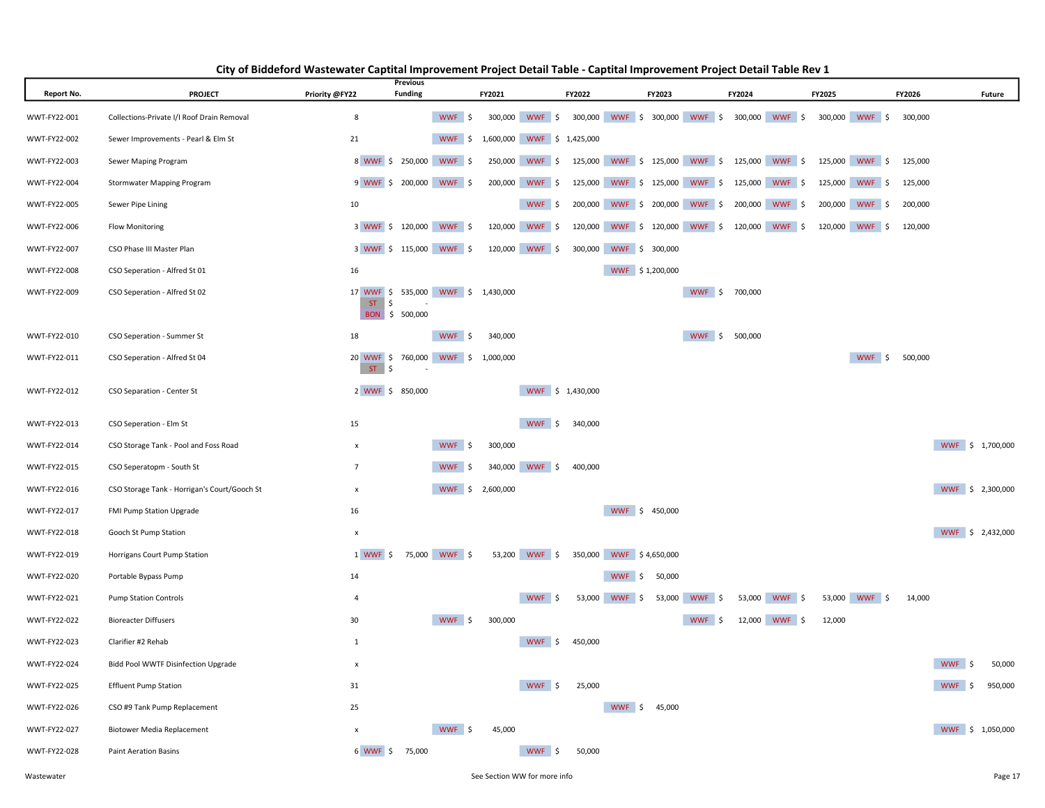# City of Biddeford Wastewater Captital Improvement Project Detail Table - Captital Improvement Project Detail Table Rev 1

| Report No. | PROJECT | Priority @FY22 | Previous Funding | FY2021 | FY2022 | FY2023 | FY2024 | FY2025 | FY2026 | Future |
|---|---|---|---|---|---|---|---|---|---|---|
| WWT-FY22-001 | Collections-Private I/I Roof Drain Removal | 8 | | WWF $ 300,000 | WWF $ 300,000 | WWF $ 300,000 | WWF $ 300,000 | WWF $ 300,000 | WWF $ 300,000 | |
| WWT-FY22-002 | Sewer Improvements - Pearl & Elm St | 21 | | WWF $ 1,600,000 | WWF $ 1,425,000 | | | | | |
| WWT-FY22-003 | Sewer Maping Program | 8 | WWF $ 250,000 | WWF $ 250,000 | WWF $ 125,000 | WWF $ 125,000 | WWF $ 125,000 | WWF $ 125,000 | WWF $ 125,000 | |
| WWT-FY22-004 | Stormwater Mapping Program | 9 | WWF $ 200,000 | WWF $ 200,000 | WWF $ 125,000 | WWF $ 125,000 | WWF $ 125,000 | WWF $ 125,000 | WWF $ 125,000 | |
| WWT-FY22-005 | Sewer Pipe Lining | 10 | | | WWF $ 200,000 | WWF $ 200,000 | WWF $ 200,000 | WWF $ 200,000 | WWF $ 200,000 | |
| WWT-FY22-006 | Flow Monitoring | 3 | WWF $ 120,000 | WWF $ 120,000 | WWF $ 120,000 | WWF $ 120,000 | WWF $ 120,000 | WWF $ 120,000 | WWF $ 120,000 | |
| WWT-FY22-007 | CSO Phase III Master Plan | 3 | WWF $ 115,000 | WWF $ 120,000 | WWF $ 300,000 | WWF $ 300,000 | | | | |
| WWT-FY22-008 | CSO Seperation - Alfred St 01 | 16 | | | | WWF $ 1,200,000 | | | | |
| WWT-FY22-009 | CSO Seperation - Alfred St 02 | 17 | WWF $ 535,000<br>ST $ -<br>BON $ 500,000 | WWF $ 1,430,000 | | | WWF $ 700,000 | | | |
| WWT-FY22-010 | CSO Seperation - Summer St | 18 | | WWF $ 340,000 | | | WWF $ 500,000 | | | |
| WWT-FY22-011 | CSO Seperation - Alfred St 04 | 20 | WWF $ 760,000<br>ST $ - | WWF $ 1,000,000 | | | | | WWF $ 500,000 | |
| WWT-FY22-012 | CSO Separation - Center St | 2 | WWF $ 850,000 | | WWF $ 1,430,000 | | | | | |
| WWT-FY22-013 | CSO Seperation - Elm St | 15 | | | WWF $ 340,000 | | | | | |
| WWT-FY22-014 | CSO Storage Tank - Pool and Foss Road | x | | WWF $ 300,000 | | | | | | WWF $ 1,700,000 |
| WWT-FY22-015 | CSO Seperatopm - South St | 7 | | WWF $ 340,000 | WWF $ 400,000 | | | | | |
| WWT-FY22-016 | CSO Storage Tank - Horrigan's Court/Gooch St | x | | WWF $ 2,600,000 | | | | | | WWF $ 2,300,000 |
| WWT-FY22-017 | FMI Pump Station Upgrade | 16 | | | | WWF $ 450,000 | | | | |
| WWT-FY22-018 | Gooch St Pump Station | x | | | | | | | | WWF $ 2,432,000 |
| WWT-FY22-019 | Horrigans Court Pump Station | 1 | WWF $ 75,000 | WWF $ 53,200 | WWF $ 350,000 | WWF $ 4,650,000 | | | | |
| WWT-FY22-020 | Portable Bypass Pump | 14 | | | | WWF $ 50,000 | | | | |
| WWT-FY22-021 | Pump Station Controls | 4 | | | WWF $ 53,000 | WWF $ 53,000 | WWF $ 53,000 | WWF $ 53,000 | WWF $ 14,000 | |
| WWT-FY22-022 | Bioreacter Diffusers | 30 | | WWF $ 300,000 | | | WWF $ 12,000 | WWF $ 12,000 | | |
| WWT-FY22-023 | Clarifier #2 Rehab | 1 | | | WWF $ 450,000 | | | | | |
| WWT-FY22-024 | Bidd Pool WWTF Disinfection Upgrade | x | | | | | | | | WWF $ 50,000 |
| WWT-FY22-025 | Effluent Pump Station | 31 | | | WWF $ 25,000 | | | | | WWF $ 950,000 |
| WWT-FY22-026 | CSO #9 Tank Pump Replacement | 25 | | | | WWF $ 45,000 | | | | |
| WWT-FY22-027 | Biotower Media Replacement | x | | WWF $ 45,000 | | | | | | WWF $ 1,050,000 |
| WWT-FY22-028 | Paint Aeration Basins | 6 | WWF $ 75,000 | | WWF $ 50,000 | | | | | |

Wastewater

See Section WW for more info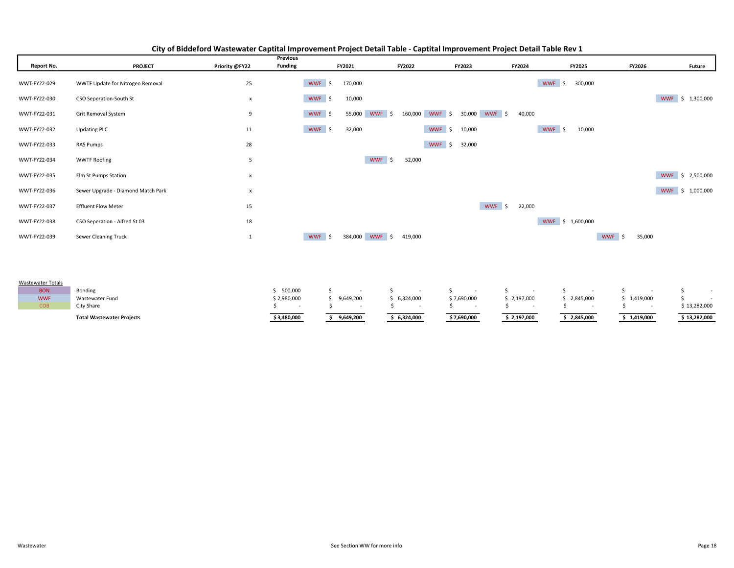# City of Biddeford Wastewater Captital Improvement Project Detail Table - Captital Improvement Project Detail Table Rev 1

| Report No. | PROJECT | Priority @FY22 | Previous Funding | FY2021 | FY2022 | FY2023 | FY2024 | FY2025 | FY2026 | Future |
|---|---|---|---|---|---|---|---|---|---|---|
| WWT-FY22-029 | WWTF Update for Nitrogen Removal | 25 | | WWF $ 170,000 | | | | WWF $ 300,000 | | |
| WWT-FY22-030 | CSO Seperation-South St | x | | WWF $ 10,000 | | | | | | WWF $ 1,300,000 |
| WWT-FY22-031 | Grit Removal System | 9 | | WWF $ 55,000 | WWF $ 160,000 | WWF $ 30,000 | WWF $ 40,000 | | | |
| WWT-FY22-032 | Updating PLC | 11 | | WWF $ 32,000 | | WWF $ 10,000 | | WWF $ 10,000 | | |
| WWT-FY22-033 | RAS Pumps | 28 | | | | WWF $ 32,000 | | | | |
| WWT-FY22-034 | WWTF Roofing | 5 | | | WWF $ 52,000 | | | | | |
| WWT-FY22-035 | Elm St Pumps Station | x | | | | | | | | WWF $ 2,500,000 |
| WWT-FY22-036 | Sewer Upgrade - Diamond Match Park | x | | | | | | | | WWF $ 1,000,000 |
| WWT-FY22-037 | Effluent Flow Meter | 15 | | | | | WWF $ 22,000 | | | |
| WWT-FY22-038 | CSO Seperation - Alfred St 03 | 18 | | | | | | WWF $ 1,600,000 | | |
| WWT-FY22-039 | Sewer Cleaning Truck | 1 | | WWF $ 384,000 | WWF $ 419,000 | | | | WWF $ 35,000 | |

Wastewater Totals

| | | Previous Funding | FY2021 | FY2022 | FY2023 | FY2024 | FY2025 | FY2026 | Future |
|---|---|---|---|---|---|---|---|---|---|
| BON | Bonding | $ 500,000 | $ - | $ - | $ - | $ - | $ - | $ - | $ - |
| WWF | Wastewater Fund | $ 2,980,000 | $ 9,649,200 | $ 6,324,000 | $ 7,690,000 | $ 2,197,000 | $ 2,845,000 | $ 1,419,000 | $ - |
| COB | City Share | $ - | $ - | $ - | $ - | $ - | $ - | $ - | $ 13,282,000 |
| | **Total Wastewater Projects** | **$ 3,480,000** | **$ 9,649,200** | **$ 6,324,000** | **$ 7,690,000** | **$ 2,197,000** | **$ 2,845,000** | **$ 1,419,000** | **$ 13,282,000** |

Wastewater

See Section WW for more info